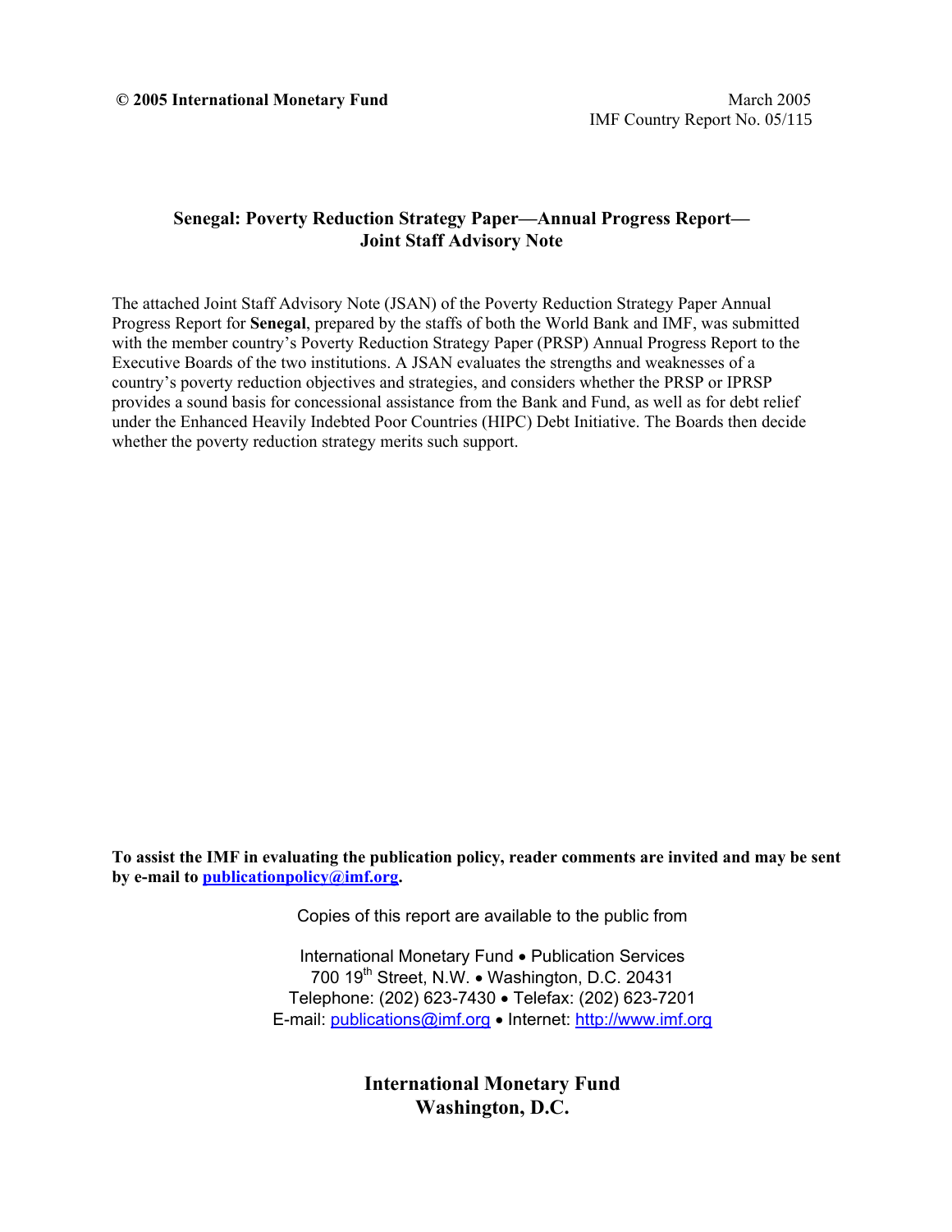**© 2005 International Monetary Fund**

March 2005
IMF Country Report No. 05/115

# Senegal: Poverty Reduction Strategy Paper—Annual Progress Report—Joint Staff Advisory Note

The attached Joint Staff Advisory Note (JSAN) of the Poverty Reduction Strategy Paper Annual Progress Report for **Senegal**, prepared by the staffs of both the World Bank and IMF, was submitted with the member country's Poverty Reduction Strategy Paper (PRSP) Annual Progress Report to the Executive Boards of the two institutions. A JSAN evaluates the strengths and weaknesses of a country's poverty reduction objectives and strategies, and considers whether the PRSP or IPRSP provides a sound basis for concessional assistance from the Bank and Fund, as well as for debt relief under the Enhanced Heavily Indebted Poor Countries (HIPC) Debt Initiative. The Boards then decide whether the poverty reduction strategy merits such support.

**To assist the IMF in evaluating the publication policy, reader comments are invited and may be sent by e-mail to publicationpolicy@imf.org.**

Copies of this report are available to the public from

International Monetary Fund • Publication Services
700 19th Street, N.W. • Washington, D.C. 20431
Telephone: (202) 623-7430 • Telefax: (202) 623-7201
E-mail: publications@imf.org • Internet: http://www.imf.org

**International Monetary Fund**
**Washington, D.C.**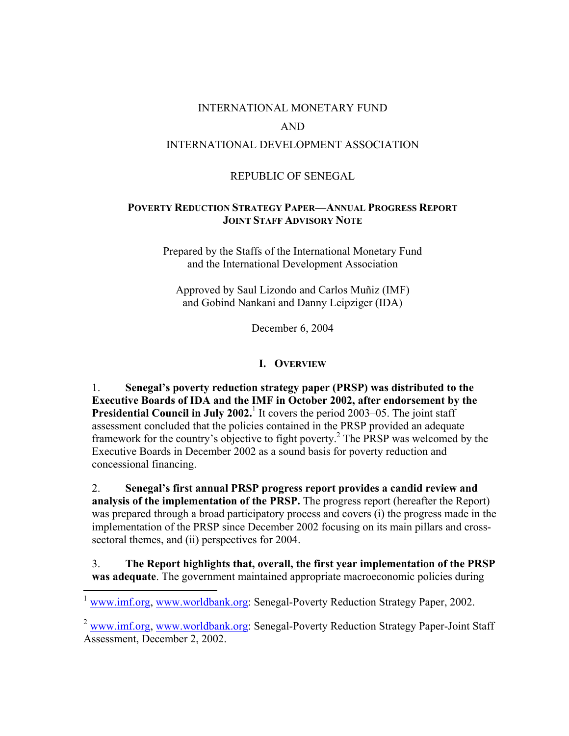INTERNATIONAL MONETARY FUND

AND

INTERNATIONAL DEVELOPMENT ASSOCIATION

REPUBLIC OF SENEGAL

**POVERTY REDUCTION STRATEGY PAPER—ANNUAL PROGRESS REPORT**
**JOINT STAFF ADVISORY NOTE**

Prepared by the Staffs of the International Monetary Fund and the International Development Association

Approved by Saul Lizondo and Carlos Muñiz (IMF) and Gobind Nankani and Danny Leipziger (IDA)

December 6, 2004

## I. OVERVIEW

1. **Senegal's poverty reduction strategy paper (PRSP) was distributed to the Executive Boards of IDA and the IMF in October 2002, after endorsement by the Presidential Council in July 2002.**[1] It covers the period 2003–05. The joint staff assessment concluded that the policies contained in the PRSP provided an adequate framework for the country's objective to fight poverty.[2] The PRSP was welcomed by the Executive Boards in December 2002 as a sound basis for poverty reduction and concessional financing.

2. **Senegal's first annual PRSP progress report provides a candid review and analysis of the implementation of the PRSP.** The progress report (hereafter the Report) was prepared through a broad participatory process and covers (i) the progress made in the implementation of the PRSP since December 2002 focusing on its main pillars and cross-sectoral themes, and (ii) perspectives for 2004.

3. **The Report highlights that, overall, the first year implementation of the PRSP was adequate**. The government maintained appropriate macroeconomic policies during

---

[1] www.imf.org, www.worldbank.org: Senegal-Poverty Reduction Strategy Paper, 2002.

[2] www.imf.org, www.worldbank.org: Senegal-Poverty Reduction Strategy Paper-Joint Staff Assessment, December 2, 2002.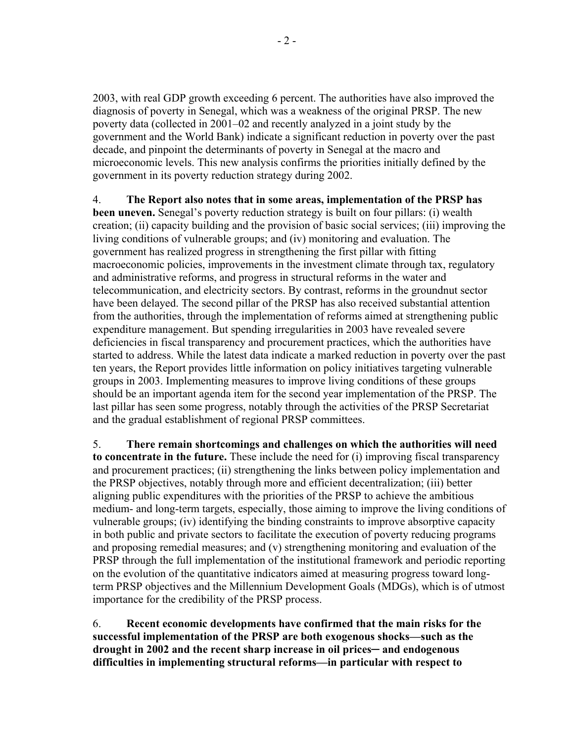2003, with real GDP growth exceeding 6 percent. The authorities have also improved the diagnosis of poverty in Senegal, which was a weakness of the original PRSP. The new poverty data (collected in 2001–02 and recently analyzed in a joint study by the government and the World Bank) indicate a significant reduction in poverty over the past decade, and pinpoint the determinants of poverty in Senegal at the macro and microeconomic levels. This new analysis confirms the priorities initially defined by the government in its poverty reduction strategy during 2002.

4. **The Report also notes that in some areas, implementation of the PRSP has been uneven.** Senegal's poverty reduction strategy is built on four pillars: (i) wealth creation; (ii) capacity building and the provision of basic social services; (iii) improving the living conditions of vulnerable groups; and (iv) monitoring and evaluation. The government has realized progress in strengthening the first pillar with fitting macroeconomic policies, improvements in the investment climate through tax, regulatory and administrative reforms, and progress in structural reforms in the water and telecommunication, and electricity sectors. By contrast, reforms in the groundnut sector have been delayed. The second pillar of the PRSP has also received substantial attention from the authorities, through the implementation of reforms aimed at strengthening public expenditure management. But spending irregularities in 2003 have revealed severe deficiencies in fiscal transparency and procurement practices, which the authorities have started to address. While the latest data indicate a marked reduction in poverty over the past ten years, the Report provides little information on policy initiatives targeting vulnerable groups in 2003. Implementing measures to improve living conditions of these groups should be an important agenda item for the second year implementation of the PRSP. The last pillar has seen some progress, notably through the activities of the PRSP Secretariat and the gradual establishment of regional PRSP committees.

5. **There remain shortcomings and challenges on which the authorities will need to concentrate in the future.** These include the need for (i) improving fiscal transparency and procurement practices; (ii) strengthening the links between policy implementation and the PRSP objectives, notably through more and efficient decentralization; (iii) better aligning public expenditures with the priorities of the PRSP to achieve the ambitious medium- and long-term targets, especially, those aiming to improve the living conditions of vulnerable groups; (iv) identifying the binding constraints to improve absorptive capacity in both public and private sectors to facilitate the execution of poverty reducing programs and proposing remedial measures; and (v) strengthening monitoring and evaluation of the PRSP through the full implementation of the institutional framework and periodic reporting on the evolution of the quantitative indicators aimed at measuring progress toward long-term PRSP objectives and the Millennium Development Goals (MDGs), which is of utmost importance for the credibility of the PRSP process.

6. **Recent economic developments have confirmed that the main risks for the successful implementation of the PRSP are both exogenous shocks—such as the drought in 2002 and the recent sharp increase in oil prices— and endogenous difficulties in implementing structural reforms—in particular with respect to**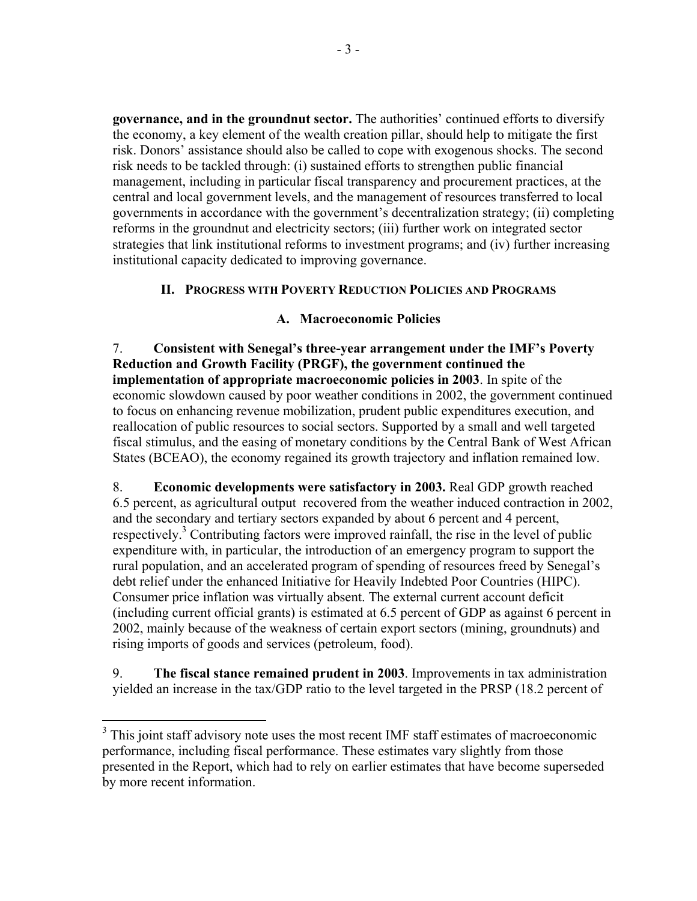**governance, and in the groundnut sector.** The authorities' continued efforts to diversify the economy, a key element of the wealth creation pillar, should help to mitigate the first risk. Donors' assistance should also be called to cope with exogenous shocks. The second risk needs to be tackled through: (i) sustained efforts to strengthen public financial management, including in particular fiscal transparency and procurement practices, at the central and local government levels, and the management of resources transferred to local governments in accordance with the government's decentralization strategy; (ii) completing reforms in the groundnut and electricity sectors; (iii) further work on integrated sector strategies that link institutional reforms to investment programs; and (iv) further increasing institutional capacity dedicated to improving governance.

## II. Progress with Poverty Reduction Policies and Programs

### A. Macroeconomic Policies

7. **Consistent with Senegal's three-year arrangement under the IMF's Poverty Reduction and Growth Facility (PRGF), the government continued the implementation of appropriate macroeconomic policies in 2003**. In spite of the economic slowdown caused by poor weather conditions in 2002, the government continued to focus on enhancing revenue mobilization, prudent public expenditures execution, and reallocation of public resources to social sectors. Supported by a small and well targeted fiscal stimulus, and the easing of monetary conditions by the Central Bank of West African States (BCEAO), the economy regained its growth trajectory and inflation remained low.

8. **Economic developments were satisfactory in 2003.** Real GDP growth reached 6.5 percent, as agricultural output recovered from the weather induced contraction in 2002, and the secondary and tertiary sectors expanded by about 6 percent and 4 percent, respectively.[3] Contributing factors were improved rainfall, the rise in the level of public expenditure with, in particular, the introduction of an emergency program to support the rural population, and an accelerated program of spending of resources freed by Senegal's debt relief under the enhanced Initiative for Heavily Indebted Poor Countries (HIPC). Consumer price inflation was virtually absent. The external current account deficit (including current official grants) is estimated at 6.5 percent of GDP as against 6 percent in 2002, mainly because of the weakness of certain export sectors (mining, groundnuts) and rising imports of goods and services (petroleum, food).

9. **The fiscal stance remained prudent in 2003**. Improvements in tax administration yielded an increase in the tax/GDP ratio to the level targeted in the PRSP (18.2 percent of

[3] This joint staff advisory note uses the most recent IMF staff estimates of macroeconomic performance, including fiscal performance. These estimates vary slightly from those presented in the Report, which had to rely on earlier estimates that have become superseded by more recent information.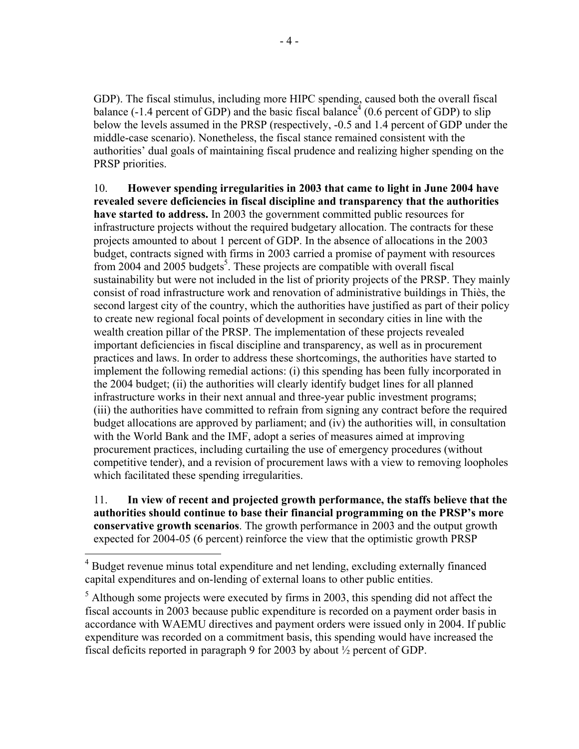GDP). The fiscal stimulus, including more HIPC spending, caused both the overall fiscal balance (-1.4 percent of GDP) and the basic fiscal balance[4] (0.6 percent of GDP) to slip below the levels assumed in the PRSP (respectively, -0.5 and 1.4 percent of GDP under the middle-case scenario). Nonetheless, the fiscal stance remained consistent with the authorities' dual goals of maintaining fiscal prudence and realizing higher spending on the PRSP priorities.

10. **However spending irregularities in 2003 that came to light in June 2004 have revealed severe deficiencies in fiscal discipline and transparency that the authorities have started to address.** In 2003 the government committed public resources for infrastructure projects without the required budgetary allocation. The contracts for these projects amounted to about 1 percent of GDP. In the absence of allocations in the 2003 budget, contracts signed with firms in 2003 carried a promise of payment with resources from 2004 and 2005 budgets[5]. These projects are compatible with overall fiscal sustainability but were not included in the list of priority projects of the PRSP. They mainly consist of road infrastructure work and renovation of administrative buildings in Thiès, the second largest city of the country, which the authorities have justified as part of their policy to create new regional focal points of development in secondary cities in line with the wealth creation pillar of the PRSP. The implementation of these projects revealed important deficiencies in fiscal discipline and transparency, as well as in procurement practices and laws. In order to address these shortcomings, the authorities have started to implement the following remedial actions: (i) this spending has been fully incorporated in the 2004 budget; (ii) the authorities will clearly identify budget lines for all planned infrastructure works in their next annual and three-year public investment programs; (iii) the authorities have committed to refrain from signing any contract before the required budget allocations are approved by parliament; and (iv) the authorities will, in consultation with the World Bank and the IMF, adopt a series of measures aimed at improving procurement practices, including curtailing the use of emergency procedures (without competitive tender), and a revision of procurement laws with a view to removing loopholes which facilitated these spending irregularities.

11. **In view of recent and projected growth performance, the staffs believe that the authorities should continue to base their financial programming on the PRSP's more conservative growth scenarios**. The growth performance in 2003 and the output growth expected for 2004-05 (6 percent) reinforce the view that the optimistic growth PRSP

---

[4] Budget revenue minus total expenditure and net lending, excluding externally financed capital expenditures and on-lending of external loans to other public entities.

[5] Although some projects were executed by firms in 2003, this spending did not affect the fiscal accounts in 2003 because public expenditure is recorded on a payment order basis in accordance with WAEMU directives and payment orders were issued only in 2004. If public expenditure was recorded on a commitment basis, this spending would have increased the fiscal deficits reported in paragraph 9 for 2003 by about ½ percent of GDP.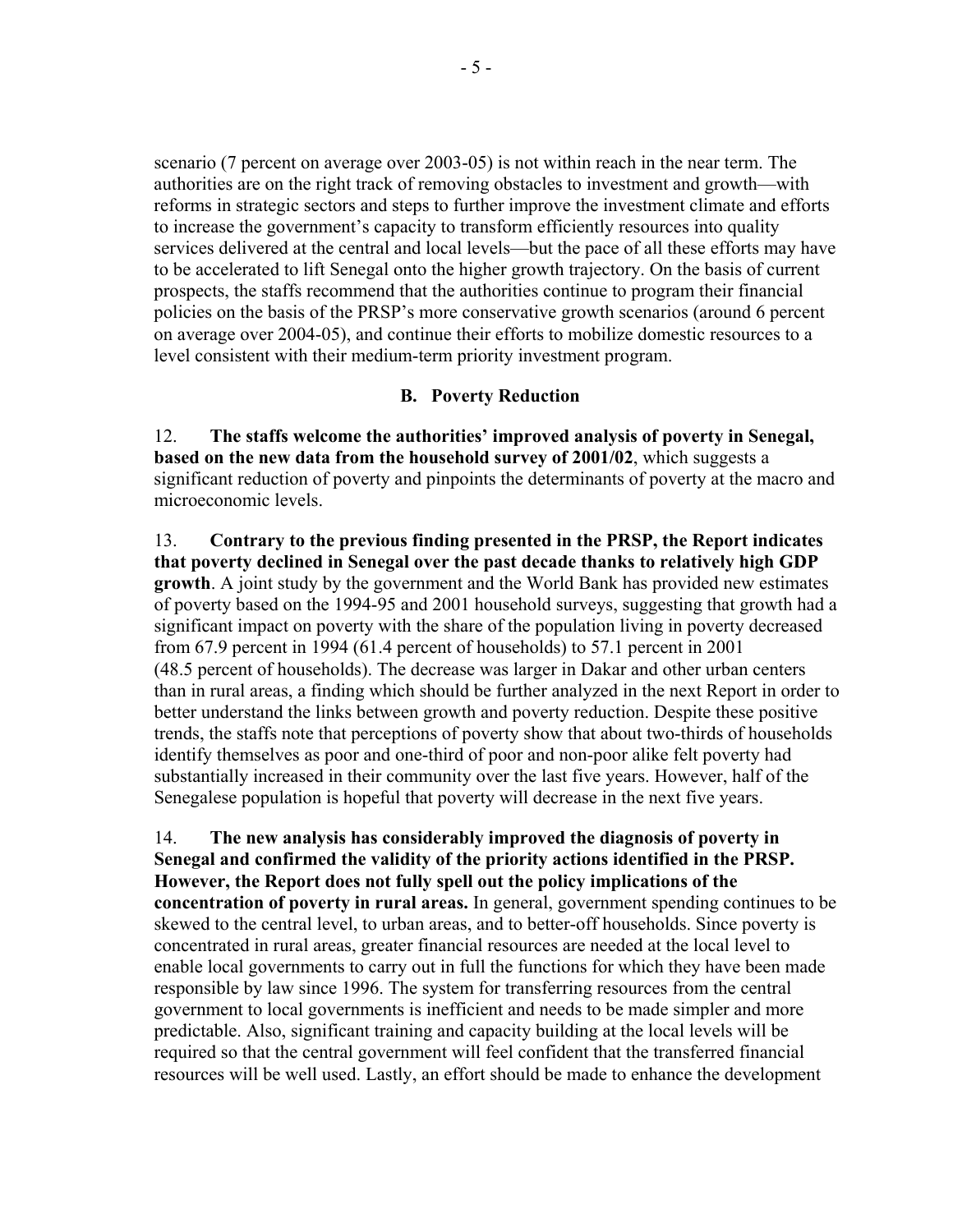scenario (7 percent on average over 2003-05) is not within reach in the near term. The authorities are on the right track of removing obstacles to investment and growth—with reforms in strategic sectors and steps to further improve the investment climate and efforts to increase the government's capacity to transform efficiently resources into quality services delivered at the central and local levels—but the pace of all these efforts may have to be accelerated to lift Senegal onto the higher growth trajectory. On the basis of current prospects, the staffs recommend that the authorities continue to program their financial policies on the basis of the PRSP's more conservative growth scenarios (around 6 percent on average over 2004-05), and continue their efforts to mobilize domestic resources to a level consistent with their medium-term priority investment program.

### B. Poverty Reduction

12. **The staffs welcome the authorities' improved analysis of poverty in Senegal, based on the new data from the household survey of 2001/02**, which suggests a significant reduction of poverty and pinpoints the determinants of poverty at the macro and microeconomic levels.

13. **Contrary to the previous finding presented in the PRSP, the Report indicates that poverty declined in Senegal over the past decade thanks to relatively high GDP growth**. A joint study by the government and the World Bank has provided new estimates of poverty based on the 1994-95 and 2001 household surveys, suggesting that growth had a significant impact on poverty with the share of the population living in poverty decreased from 67.9 percent in 1994 (61.4 percent of households) to 57.1 percent in 2001 (48.5 percent of households). The decrease was larger in Dakar and other urban centers than in rural areas, a finding which should be further analyzed in the next Report in order to better understand the links between growth and poverty reduction. Despite these positive trends, the staffs note that perceptions of poverty show that about two-thirds of households identify themselves as poor and one-third of poor and non-poor alike felt poverty had substantially increased in their community over the last five years. However, half of the Senegalese population is hopeful that poverty will decrease in the next five years.

14. **The new analysis has considerably improved the diagnosis of poverty in Senegal and confirmed the validity of the priority actions identified in the PRSP. However, the Report does not fully spell out the policy implications of the concentration of poverty in rural areas.** In general, government spending continues to be skewed to the central level, to urban areas, and to better-off households. Since poverty is concentrated in rural areas, greater financial resources are needed at the local level to enable local governments to carry out in full the functions for which they have been made responsible by law since 1996. The system for transferring resources from the central government to local governments is inefficient and needs to be made simpler and more predictable. Also, significant training and capacity building at the local levels will be required so that the central government will feel confident that the transferred financial resources will be well used. Lastly, an effort should be made to enhance the development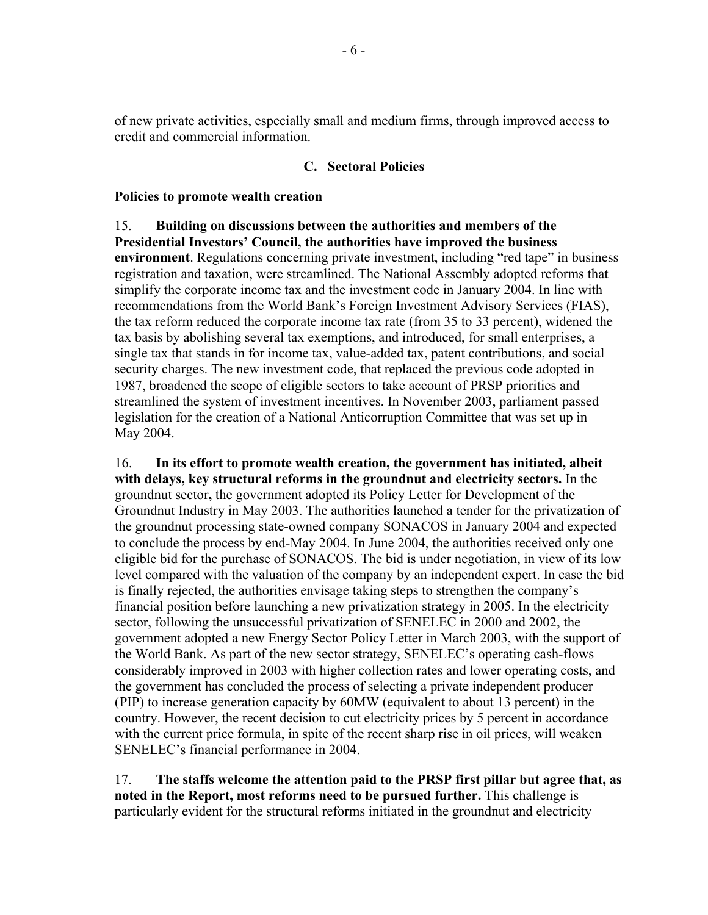of new private activities, especially small and medium firms, through improved access to credit and commercial information.

## C. Sectoral Policies

**Policies to promote wealth creation**

15. **Building on discussions between the authorities and members of the Presidential Investors' Council, the authorities have improved the business environment**. Regulations concerning private investment, including "red tape" in business registration and taxation, were streamlined. The National Assembly adopted reforms that simplify the corporate income tax and the investment code in January 2004. In line with recommendations from the World Bank's Foreign Investment Advisory Services (FIAS), the tax reform reduced the corporate income tax rate (from 35 to 33 percent), widened the tax basis by abolishing several tax exemptions, and introduced, for small enterprises, a single tax that stands in for income tax, value-added tax, patent contributions, and social security charges. The new investment code, that replaced the previous code adopted in 1987, broadened the scope of eligible sectors to take account of PRSP priorities and streamlined the system of investment incentives. In November 2003, parliament passed legislation for the creation of a National Anticorruption Committee that was set up in May 2004.

16. **In its effort to promote wealth creation, the government has initiated, albeit with delays, key structural reforms in the groundnut and electricity sectors.** In the groundnut sector**,** the government adopted its Policy Letter for Development of the Groundnut Industry in May 2003. The authorities launched a tender for the privatization of the groundnut processing state-owned company SONACOS in January 2004 and expected to conclude the process by end-May 2004. In June 2004, the authorities received only one eligible bid for the purchase of SONACOS. The bid is under negotiation, in view of its low level compared with the valuation of the company by an independent expert. In case the bid is finally rejected, the authorities envisage taking steps to strengthen the company's financial position before launching a new privatization strategy in 2005. In the electricity sector, following the unsuccessful privatization of SENELEC in 2000 and 2002, the government adopted a new Energy Sector Policy Letter in March 2003, with the support of the World Bank. As part of the new sector strategy, SENELEC's operating cash-flows considerably improved in 2003 with higher collection rates and lower operating costs, and the government has concluded the process of selecting a private independent producer (PIP) to increase generation capacity by 60MW (equivalent to about 13 percent) in the country. However, the recent decision to cut electricity prices by 5 percent in accordance with the current price formula, in spite of the recent sharp rise in oil prices, will weaken SENELEC's financial performance in 2004.

17. **The staffs welcome the attention paid to the PRSP first pillar but agree that, as noted in the Report, most reforms need to be pursued further.** This challenge is particularly evident for the structural reforms initiated in the groundnut and electricity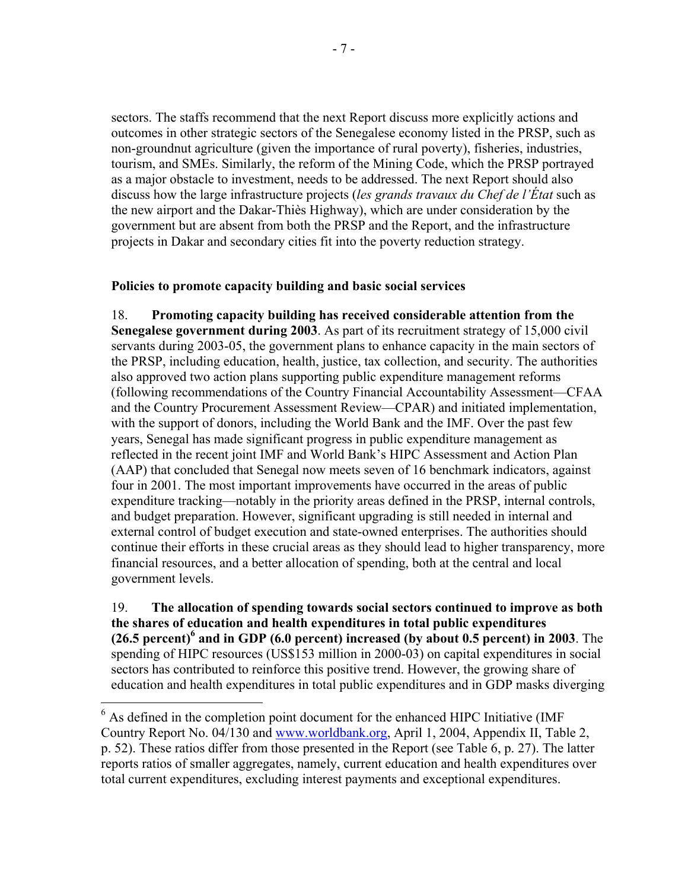sectors. The staffs recommend that the next Report discuss more explicitly actions and outcomes in other strategic sectors of the Senegalese economy listed in the PRSP, such as non-groundnut agriculture (given the importance of rural poverty), fisheries, industries, tourism, and SMEs. Similarly, the reform of the Mining Code, which the PRSP portrayed as a major obstacle to investment, needs to be addressed. The next Report should also discuss how the large infrastructure projects (*les grands travaux du Chef de l'État* such as the new airport and the Dakar-Thiès Highway), which are under consideration by the government but are absent from both the PRSP and the Report, and the infrastructure projects in Dakar and secondary cities fit into the poverty reduction strategy.

**Policies to promote capacity building and basic social services**

18. **Promoting capacity building has received considerable attention from the Senegalese government during 2003**. As part of its recruitment strategy of 15,000 civil servants during 2003-05, the government plans to enhance capacity in the main sectors of the PRSP, including education, health, justice, tax collection, and security. The authorities also approved two action plans supporting public expenditure management reforms (following recommendations of the Country Financial Accountability Assessment—CFAA and the Country Procurement Assessment Review—CPAR) and initiated implementation, with the support of donors, including the World Bank and the IMF. Over the past few years, Senegal has made significant progress in public expenditure management as reflected in the recent joint IMF and World Bank's HIPC Assessment and Action Plan (AAP) that concluded that Senegal now meets seven of 16 benchmark indicators, against four in 2001. The most important improvements have occurred in the areas of public expenditure tracking—notably in the priority areas defined in the PRSP, internal controls, and budget preparation. However, significant upgrading is still needed in internal and external control of budget execution and state-owned enterprises. The authorities should continue their efforts in these crucial areas as they should lead to higher transparency, more financial resources, and a better allocation of spending, both at the central and local government levels.

19. **The allocation of spending towards social sectors continued to improve as both the shares of education and health expenditures in total public expenditures (26.5 percent)[6] and in GDP (6.0 percent) increased (by about 0.5 percent) in 2003**. The spending of HIPC resources (US$153 million in 2000-03) on capital expenditures in social sectors has contributed to reinforce this positive trend. However, the growing share of education and health expenditures in total public expenditures and in GDP masks diverging

[6] As defined in the completion point document for the enhanced HIPC Initiative (IMF Country Report No. 04/130 and www.worldbank.org, April 1, 2004, Appendix II, Table 2, p. 52). These ratios differ from those presented in the Report (see Table 6, p. 27). The latter reports ratios of smaller aggregates, namely, current education and health expenditures over total current expenditures, excluding interest payments and exceptional expenditures.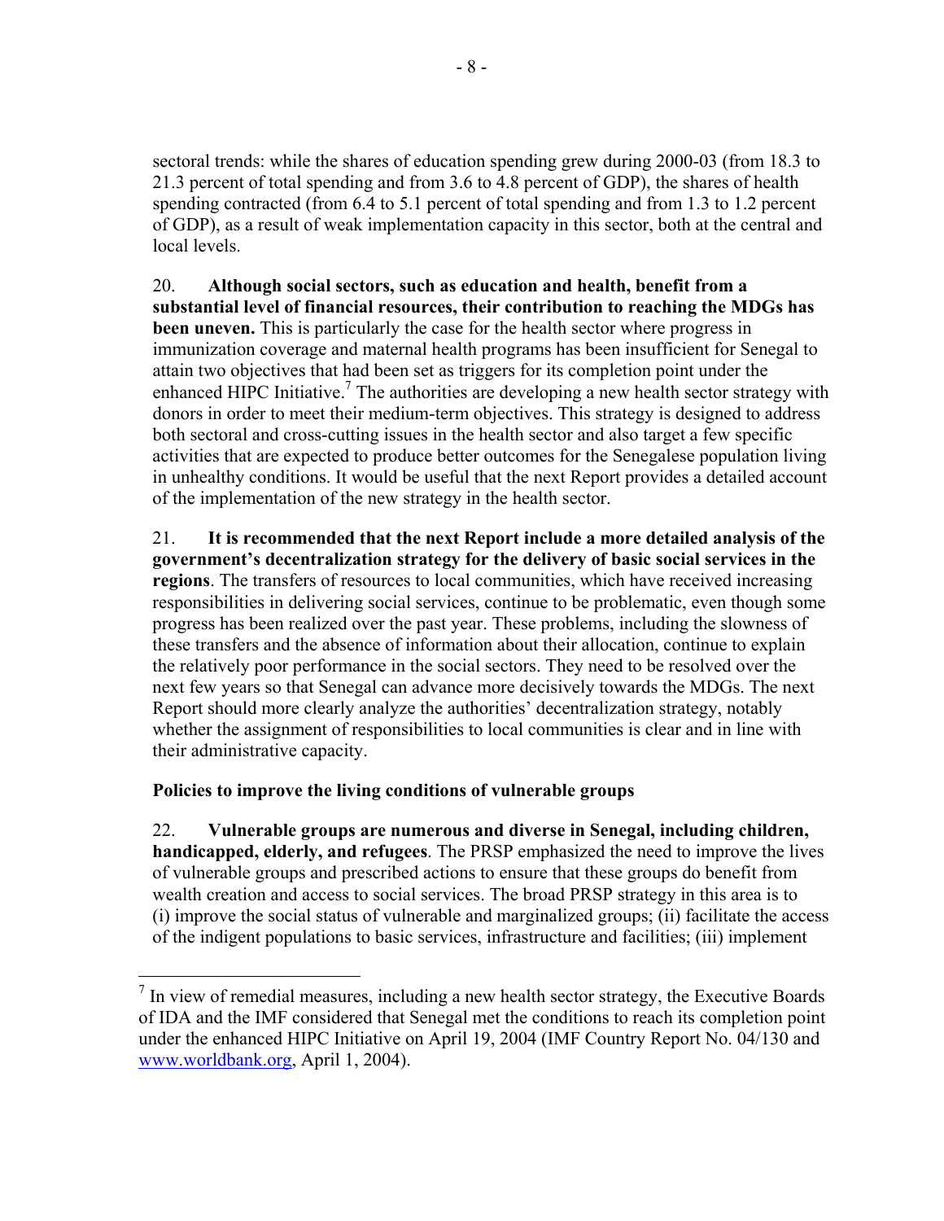sectoral trends: while the shares of education spending grew during 2000-03 (from 18.3 to 21.3 percent of total spending and from 3.6 to 4.8 percent of GDP), the shares of health spending contracted (from 6.4 to 5.1 percent of total spending and from 1.3 to 1.2 percent of GDP), as a result of weak implementation capacity in this sector, both at the central and local levels.

20. **Although social sectors, such as education and health, benefit from a substantial level of financial resources, their contribution to reaching the MDGs has been uneven.** This is particularly the case for the health sector where progress in immunization coverage and maternal health programs has been insufficient for Senegal to attain two objectives that had been set as triggers for its completion point under the enhanced HIPC Initiative.[7] The authorities are developing a new health sector strategy with donors in order to meet their medium-term objectives. This strategy is designed to address both sectoral and cross-cutting issues in the health sector and also target a few specific activities that are expected to produce better outcomes for the Senegalese population living in unhealthy conditions. It would be useful that the next Report provides a detailed account of the implementation of the new strategy in the health sector.

21. **It is recommended that the next Report include a more detailed analysis of the government's decentralization strategy for the delivery of basic social services in the regions**. The transfers of resources to local communities, which have received increasing responsibilities in delivering social services, continue to be problematic, even though some progress has been realized over the past year. These problems, including the slowness of these transfers and the absence of information about their allocation, continue to explain the relatively poor performance in the social sectors. They need to be resolved over the next few years so that Senegal can advance more decisively towards the MDGs. The next Report should more clearly analyze the authorities' decentralization strategy, notably whether the assignment of responsibilities to local communities is clear and in line with their administrative capacity.

**Policies to improve the living conditions of vulnerable groups**

22. **Vulnerable groups are numerous and diverse in Senegal, including children, handicapped, elderly, and refugees**. The PRSP emphasized the need to improve the lives of vulnerable groups and prescribed actions to ensure that these groups do benefit from wealth creation and access to social services. The broad PRSP strategy in this area is to (i) improve the social status of vulnerable and marginalized groups; (ii) facilitate the access of the indigent populations to basic services, infrastructure and facilities; (iii) implement

---

[7] In view of remedial measures, including a new health sector strategy, the Executive Boards of IDA and the IMF considered that Senegal met the conditions to reach its completion point under the enhanced HIPC Initiative on April 19, 2004 (IMF Country Report No. 04/130 and www.worldbank.org, April 1, 2004).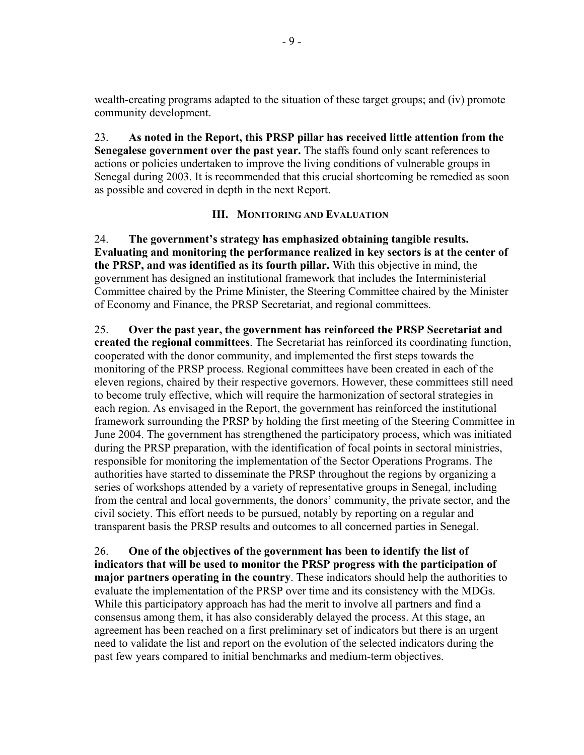wealth-creating programs adapted to the situation of these target groups; and (iv) promote community development.

23. **As noted in the Report, this PRSP pillar has received little attention from the Senegalese government over the past year.** The staffs found only scant references to actions or policies undertaken to improve the living conditions of vulnerable groups in Senegal during 2003. It is recommended that this crucial shortcoming be remedied as soon as possible and covered in depth in the next Report.

## III. Monitoring and Evaluation

24. **The government's strategy has emphasized obtaining tangible results. Evaluating and monitoring the performance realized in key sectors is at the center of the PRSP, and was identified as its fourth pillar.** With this objective in mind, the government has designed an institutional framework that includes the Interministerial Committee chaired by the Prime Minister, the Steering Committee chaired by the Minister of Economy and Finance, the PRSP Secretariat, and regional committees.

25. **Over the past year, the government has reinforced the PRSP Secretariat and created the regional committees**. The Secretariat has reinforced its coordinating function, cooperated with the donor community, and implemented the first steps towards the monitoring of the PRSP process. Regional committees have been created in each of the eleven regions, chaired by their respective governors. However, these committees still need to become truly effective, which will require the harmonization of sectoral strategies in each region. As envisaged in the Report, the government has reinforced the institutional framework surrounding the PRSP by holding the first meeting of the Steering Committee in June 2004. The government has strengthened the participatory process, which was initiated during the PRSP preparation, with the identification of focal points in sectoral ministries, responsible for monitoring the implementation of the Sector Operations Programs. The authorities have started to disseminate the PRSP throughout the regions by organizing a series of workshops attended by a variety of representative groups in Senegal, including from the central and local governments, the donors' community, the private sector, and the civil society. This effort needs to be pursued, notably by reporting on a regular and transparent basis the PRSP results and outcomes to all concerned parties in Senegal.

26. **One of the objectives of the government has been to identify the list of indicators that will be used to monitor the PRSP progress with the participation of major partners operating in the country**. These indicators should help the authorities to evaluate the implementation of the PRSP over time and its consistency with the MDGs. While this participatory approach has had the merit to involve all partners and find a consensus among them, it has also considerably delayed the process. At this stage, an agreement has been reached on a first preliminary set of indicators but there is an urgent need to validate the list and report on the evolution of the selected indicators during the past few years compared to initial benchmarks and medium-term objectives.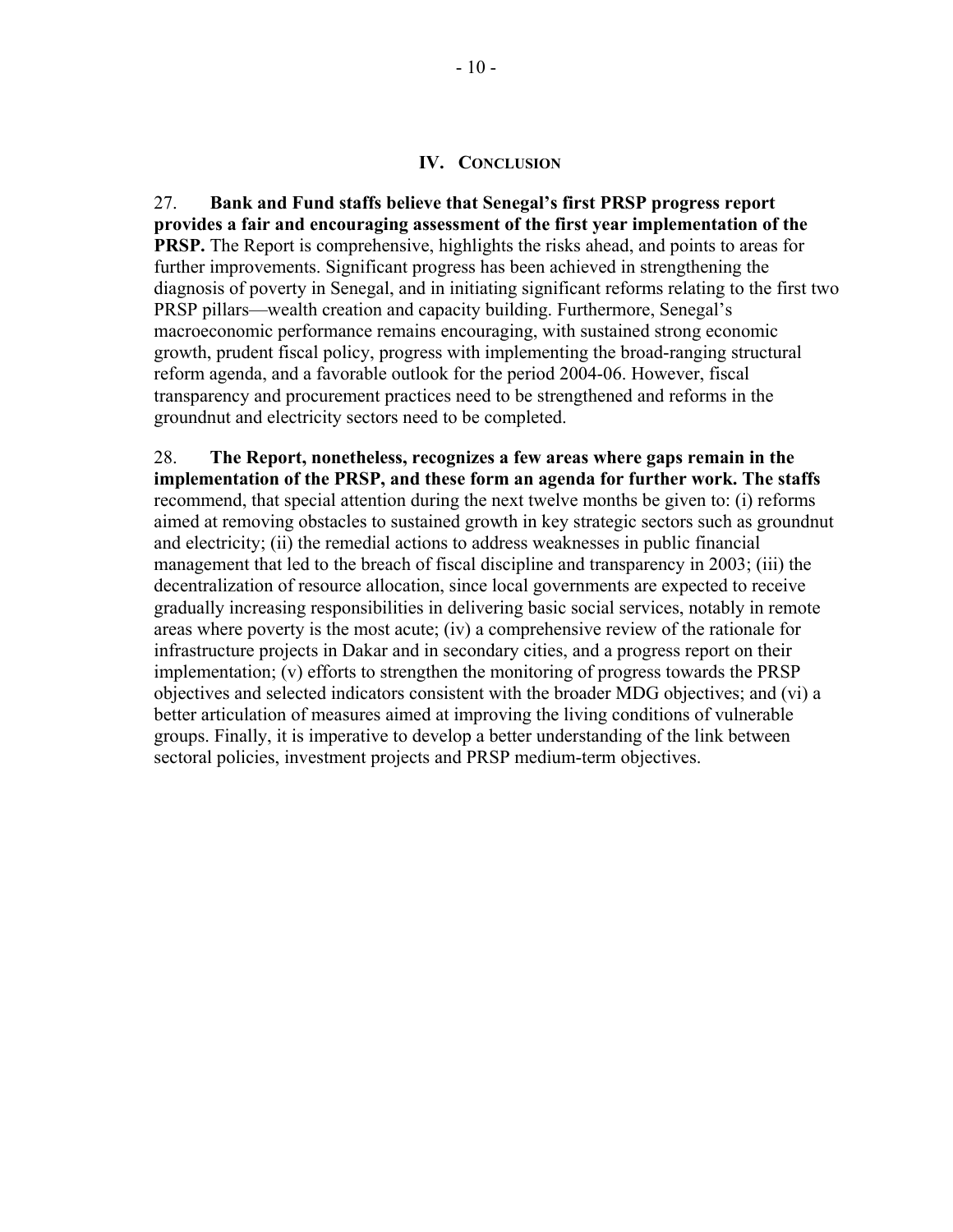## IV. Conclusion

27. **Bank and Fund staffs believe that Senegal's first PRSP progress report provides a fair and encouraging assessment of the first year implementation of the PRSP.** The Report is comprehensive, highlights the risks ahead, and points to areas for further improvements. Significant progress has been achieved in strengthening the diagnosis of poverty in Senegal, and in initiating significant reforms relating to the first two PRSP pillars—wealth creation and capacity building. Furthermore, Senegal's macroeconomic performance remains encouraging, with sustained strong economic growth, prudent fiscal policy, progress with implementing the broad-ranging structural reform agenda, and a favorable outlook for the period 2004-06. However, fiscal transparency and procurement practices need to be strengthened and reforms in the groundnut and electricity sectors need to be completed.

28. **The Report, nonetheless, recognizes a few areas where gaps remain in the implementation of the PRSP, and these form an agenda for further work. The staffs** recommend, that special attention during the next twelve months be given to: (i) reforms aimed at removing obstacles to sustained growth in key strategic sectors such as groundnut and electricity; (ii) the remedial actions to address weaknesses in public financial management that led to the breach of fiscal discipline and transparency in 2003; (iii) the decentralization of resource allocation, since local governments are expected to receive gradually increasing responsibilities in delivering basic social services, notably in remote areas where poverty is the most acute; (iv) a comprehensive review of the rationale for infrastructure projects in Dakar and in secondary cities, and a progress report on their implementation; (v) efforts to strengthen the monitoring of progress towards the PRSP objectives and selected indicators consistent with the broader MDG objectives; and (vi) a better articulation of measures aimed at improving the living conditions of vulnerable groups. Finally, it is imperative to develop a better understanding of the link between sectoral policies, investment projects and PRSP medium-term objectives.